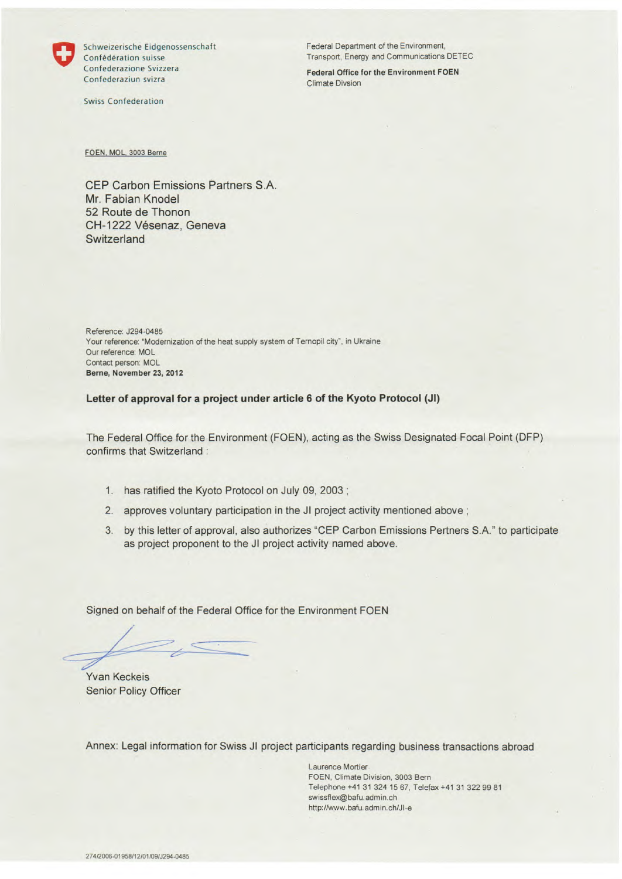Schweizerische Eidgenossenschaft
Confédération suisse
Confederazione Svizzera
Confederaziun svizra

Swiss Confederation

Federal Department of the Environment, Transport, Energy and Communications DETEC

**Federal Office for the Environment FOEN**
Climate Divsion

FOEN, MOL, 3003 Berne

CEP Carbon Emissions Partners S.A.
Mr. Fabian Knodel
52 Route de Thonon
CH-1222 Vésenaz, Geneva
Switzerland

Reference: J294-0485
Your reference: "Modernization of the heat supply system of Ternopil city", in Ukraine
Our reference: MOL
Contact person: MOL
**Berne, November 23, 2012**

**Letter of approval for a project under article 6 of the Kyoto Protocol (JI)**

The Federal Office for the Environment (FOEN), acting as the Swiss Designated Focal Point (DFP) confirms that Switzerland :

1. has ratified the Kyoto Protocol on July 09, 2003 ;
2. approves voluntary participation in the JI project activity mentioned above ;
3. by this letter of approval, also authorizes "CEP Carbon Emissions Pertners S.A." to participate as project proponent to the JI project activity named above.

Signed on behalf of the Federal Office for the Environment FOEN

Yvan Keckeis
Senior Policy Officer

Annex: Legal information for Swiss JI project participants regarding business transactions abroad

Laurence Mortier
FOEN, Climate Division, 3003 Bern
Telephone +41 31 324 15 67, Telefax +41 31 322 99 81
swissflex@bafu.admin.ch
http://www.bafu.admin.ch/JI-e

274/2006-01958/12/01/09/J294-0485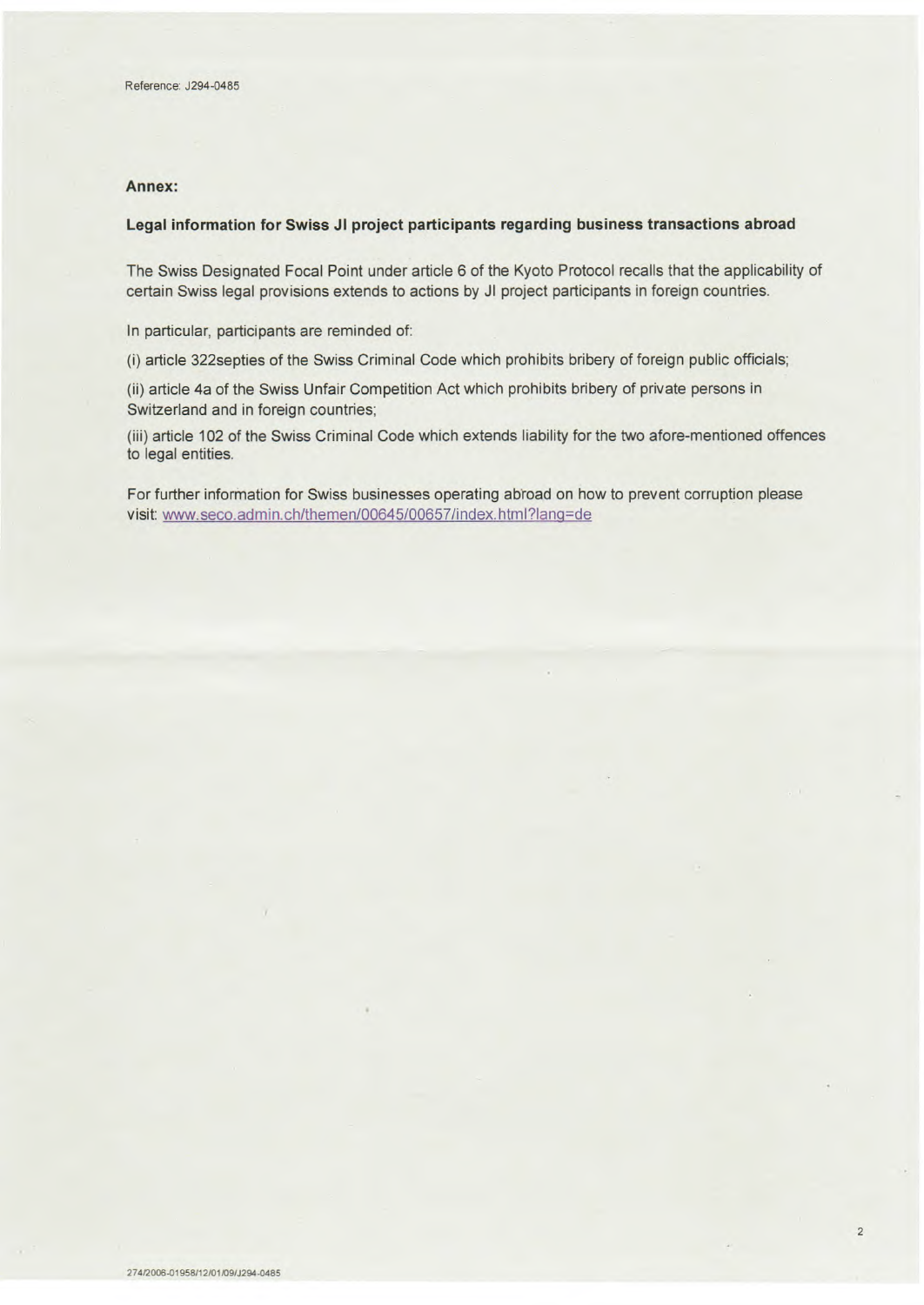Reference: J294-0485

**Annex:**

**Legal information for Swiss JI project participants regarding business transactions abroad**

The Swiss Designated Focal Point under article 6 of the Kyoto Protocol recalls that the applicability of certain Swiss legal provisions extends to actions by JI project participants in foreign countries.

In particular, participants are reminded of:

(i) article 322septies of the Swiss Criminal Code which prohibits bribery of foreign public officials;

(ii) article 4a of the Swiss Unfair Competition Act which prohibits bribery of private persons in Switzerland and in foreign countries;

(iii) article 102 of the Swiss Criminal Code which extends liability for the two afore-mentioned offences to legal entities.

For further information for Swiss businesses operating abroad on how to prevent corruption please visit: www.seco.admin.ch/themen/00645/00657/index.html?lang=de

274/2008-01958/12/01/09/J294-0485